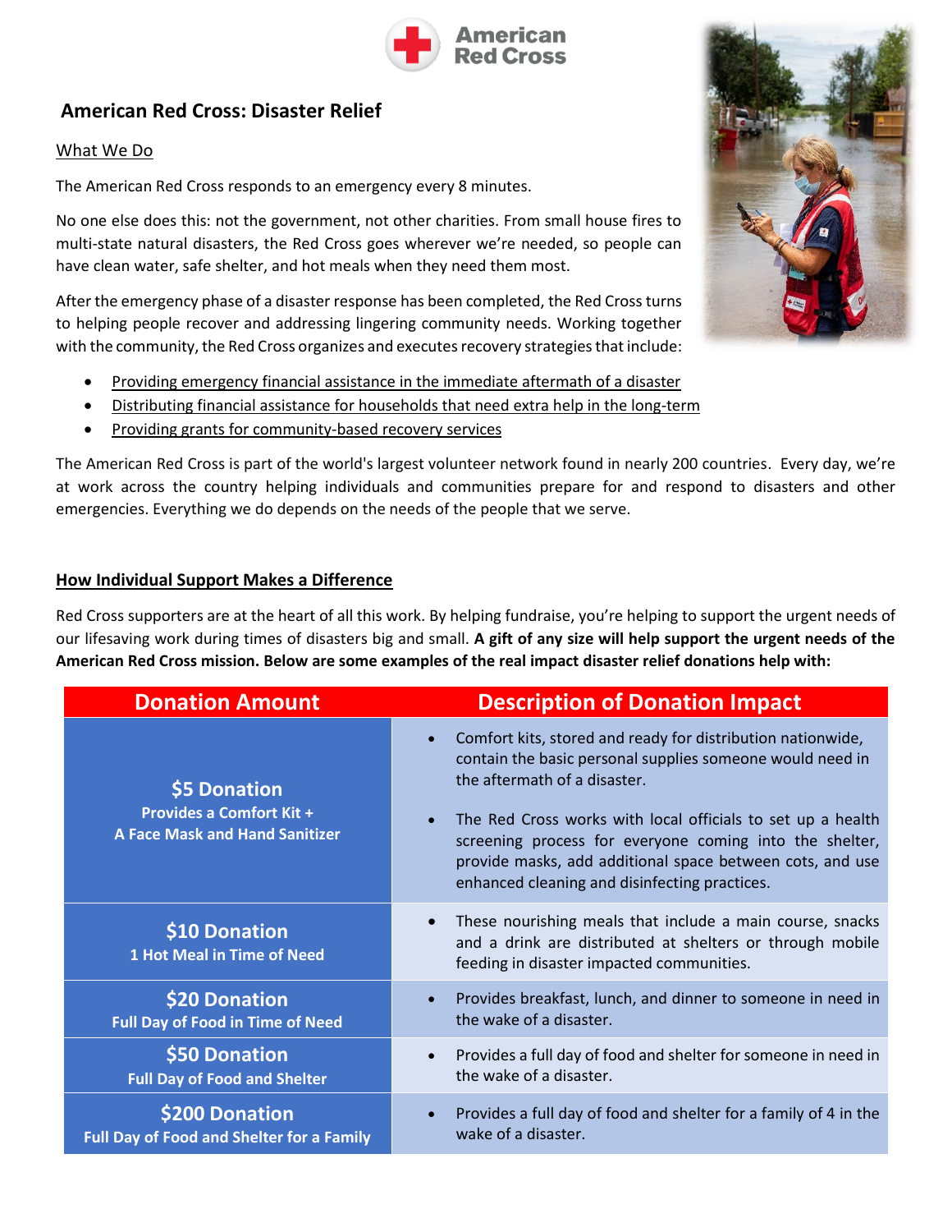# American Red Cross: Disaster Relief

What We Do

The American Red Cross responds to an emergency every 8 minutes.

No one else does this: not the government, not other charities. From small house fires to multi-state natural disasters, the Red Cross goes wherever we're needed, so people can have clean water, safe shelter, and hot meals when they need them most.

After the emergency phase of a disaster response has been completed, the Red Cross turns to helping people recover and addressing lingering community needs. Working together with the community, the Red Cross organizes and executes recovery strategies that include:

- Providing emergency financial assistance in the immediate aftermath of a disaster
- Distributing financial assistance for households that need extra help in the long-term
- Providing grants for community-based recovery services

The American Red Cross is part of the world's largest volunteer network found in nearly 200 countries. Every day, we're at work across the country helping individuals and communities prepare for and respond to disasters and other emergencies. Everything we do depends on the needs of the people that we serve.

## How Individual Support Makes a Difference

Red Cross supporters are at the heart of all this work. By helping fundraise, you're helping to support the urgent needs of our lifesaving work during times of disasters big and small. **A gift of any size will help support the urgent needs of the American Red Cross mission. Below are some examples of the real impact disaster relief donations help with:**

| Donation Amount | Description of Donation Impact |
|---|---|
| **$5 Donation**<br>Provides a Comfort Kit + A Face Mask and Hand Sanitizer | • Comfort kits, stored and ready for distribution nationwide, contain the basic personal supplies someone would need in the aftermath of a disaster.<br>• The Red Cross works with local officials to set up a health screening process for everyone coming into the shelter, provide masks, add additional space between cots, and use enhanced cleaning and disinfecting practices. |
| **$10 Donation**<br>1 Hot Meal in Time of Need | • These nourishing meals that include a main course, snacks and a drink are distributed at shelters or through mobile feeding in disaster impacted communities. |
| **$20 Donation**<br>Full Day of Food in Time of Need | • Provides breakfast, lunch, and dinner to someone in need in the wake of a disaster. |
| **$50 Donation**<br>Full Day of Food and Shelter | • Provides a full day of food and shelter for someone in need in the wake of a disaster. |
| **$200 Donation**<br>Full Day of Food and Shelter for a Family | • Provides a full day of food and shelter for a family of 4 in the wake of a disaster. |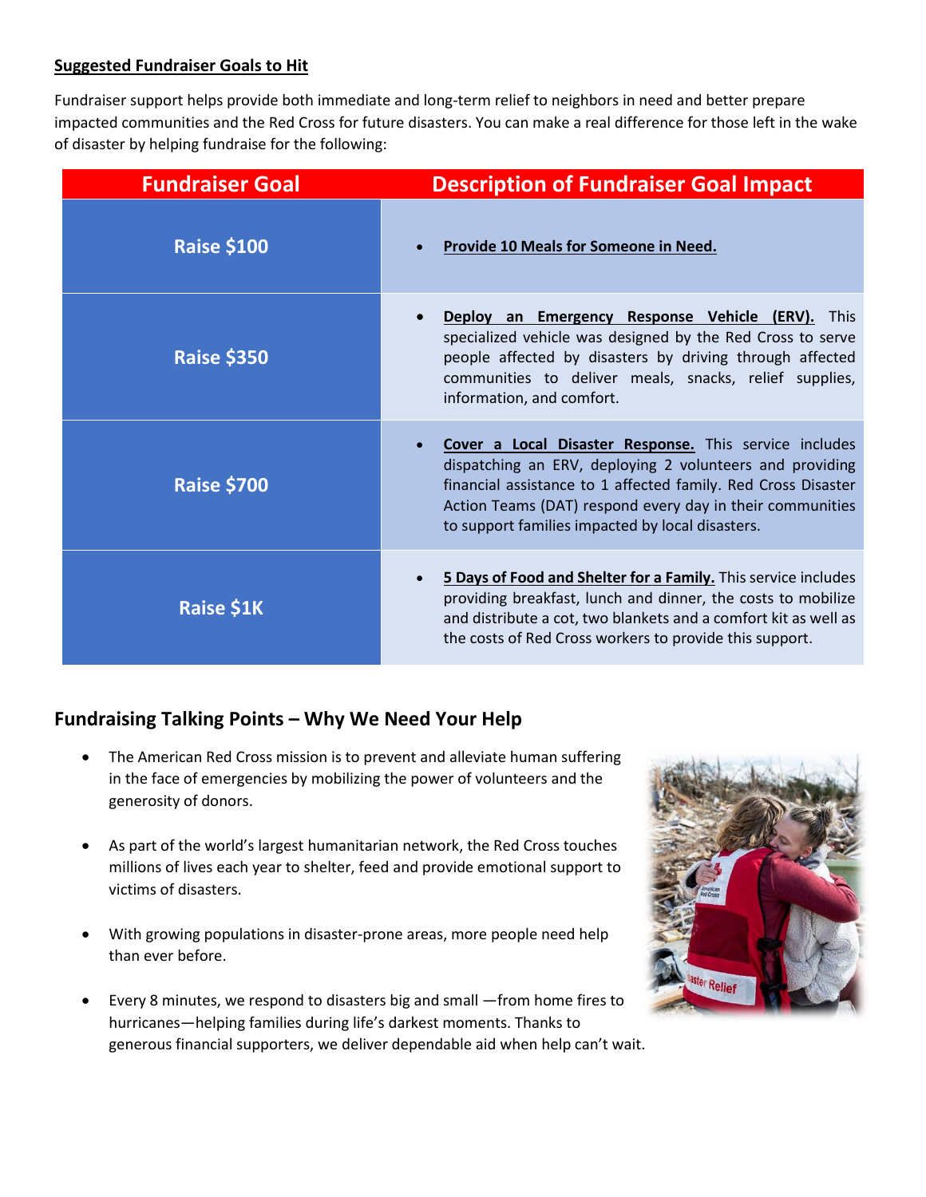**Suggested Fundraiser Goals to Hit**

Fundraiser support helps provide both immediate and long-term relief to neighbors in need and better prepare impacted communities and the Red Cross for future disasters. You can make a real difference for those left in the wake of disaster by helping fundraise for the following:

| Fundraiser Goal | Description of Fundraiser Goal Impact |
| --- | --- |
| Raise $100 | • **Provide 10 Meals for Someone in Need.** |
| Raise $350 | • **Deploy an Emergency Response Vehicle (ERV).** This specialized vehicle was designed by the Red Cross to serve people affected by disasters by driving through affected communities to deliver meals, snacks, relief supplies, information, and comfort. |
| Raise $700 | • **Cover a Local Disaster Response.** This service includes dispatching an ERV, deploying 2 volunteers and providing financial assistance to 1 affected family. Red Cross Disaster Action Teams (DAT) respond every day in their communities to support families impacted by local disasters. |
| Raise $1K | • **5 Days of Food and Shelter for a Family.** This service includes providing breakfast, lunch and dinner, the costs to mobilize and distribute a cot, two blankets and a comfort kit as well as the costs of Red Cross workers to provide this support. |

## Fundraising Talking Points – Why We Need Your Help

- The American Red Cross mission is to prevent and alleviate human suffering in the face of emergencies by mobilizing the power of volunteers and the generosity of donors.
- As part of the world's largest humanitarian network, the Red Cross touches millions of lives each year to shelter, feed and provide emotional support to victims of disasters.
- With growing populations in disaster-prone areas, more people need help than ever before.
- Every 8 minutes, we respond to disasters big and small —from home fires to hurricanes—helping families during life's darkest moments. Thanks to generous financial supporters, we deliver dependable aid when help can't wait.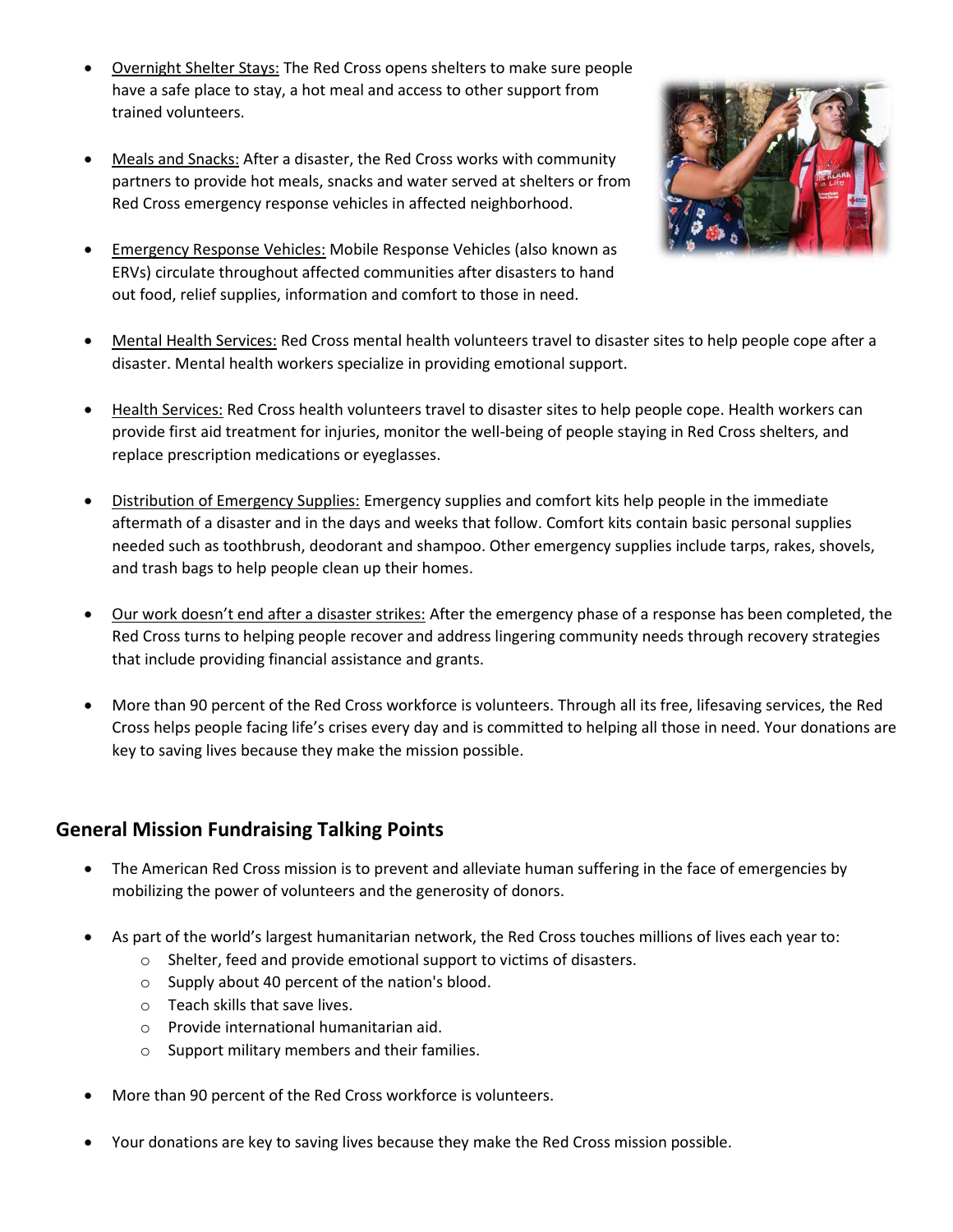- Overnight Shelter Stays: The Red Cross opens shelters to make sure people have a safe place to stay, a hot meal and access to other support from trained volunteers.

- Meals and Snacks: After a disaster, the Red Cross works with community partners to provide hot meals, snacks and water served at shelters or from Red Cross emergency response vehicles in affected neighborhood.

- Emergency Response Vehicles: Mobile Response Vehicles (also known as ERVs) circulate throughout affected communities after disasters to hand out food, relief supplies, information and comfort to those in need.

- Mental Health Services: Red Cross mental health volunteers travel to disaster sites to help people cope after a disaster. Mental health workers specialize in providing emotional support.

- Health Services: Red Cross health volunteers travel to disaster sites to help people cope. Health workers can provide first aid treatment for injuries, monitor the well-being of people staying in Red Cross shelters, and replace prescription medications or eyeglasses.

- Distribution of Emergency Supplies: Emergency supplies and comfort kits help people in the immediate aftermath of a disaster and in the days and weeks that follow. Comfort kits contain basic personal supplies needed such as toothbrush, deodorant and shampoo. Other emergency supplies include tarps, rakes, shovels, and trash bags to help people clean up their homes.

- Our work doesn't end after a disaster strikes: After the emergency phase of a response has been completed, the Red Cross turns to helping people recover and address lingering community needs through recovery strategies that include providing financial assistance and grants.

- More than 90 percent of the Red Cross workforce is volunteers. Through all its free, lifesaving services, the Red Cross helps people facing life's crises every day and is committed to helping all those in need. Your donations are key to saving lives because they make the mission possible.

## General Mission Fundraising Talking Points

- The American Red Cross mission is to prevent and alleviate human suffering in the face of emergencies by mobilizing the power of volunteers and the generosity of donors.

- As part of the world's largest humanitarian network, the Red Cross touches millions of lives each year to:
  - Shelter, feed and provide emotional support to victims of disasters.
  - Supply about 40 percent of the nation's blood.
  - Teach skills that save lives.
  - Provide international humanitarian aid.
  - Support military members and their families.

- More than 90 percent of the Red Cross workforce is volunteers.

- Your donations are key to saving lives because they make the Red Cross mission possible.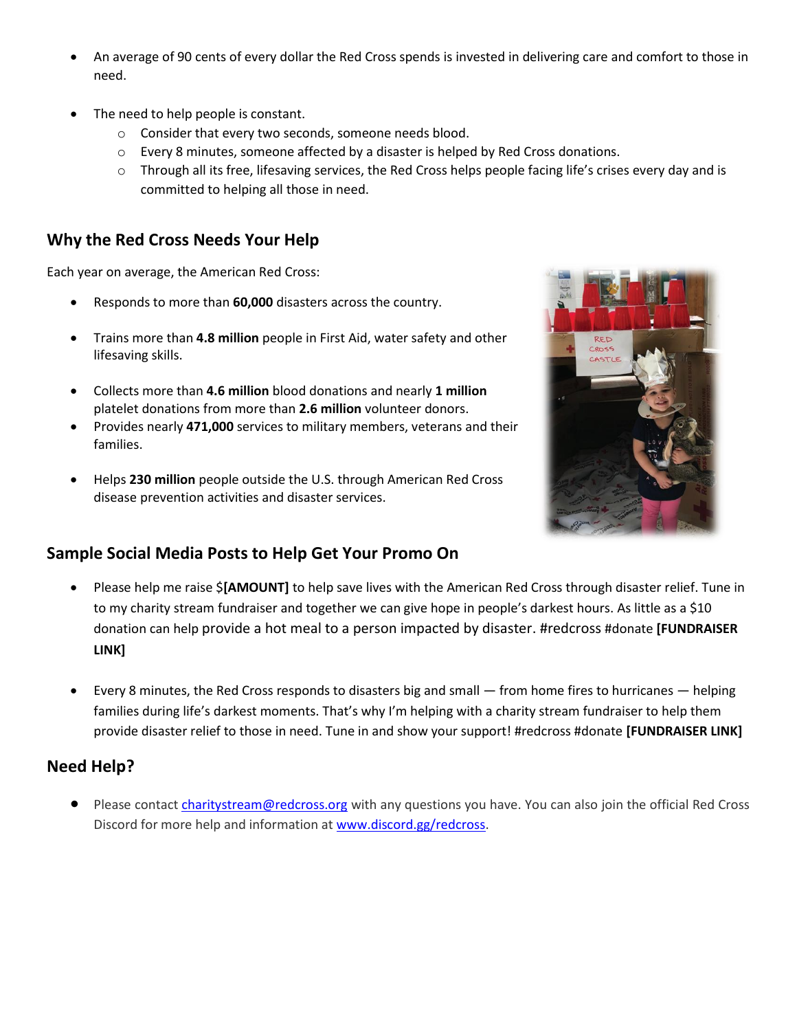- An average of 90 cents of every dollar the Red Cross spends is invested in delivering care and comfort to those in need.

- The need to help people is constant.
    - Consider that every two seconds, someone needs blood.
    - Every 8 minutes, someone affected by a disaster is helped by Red Cross donations.
    - Through all its free, lifesaving services, the Red Cross helps people facing life's crises every day and is committed to helping all those in need.

## Why the Red Cross Needs Your Help

Each year on average, the American Red Cross:

- Responds to more than **60,000** disasters across the country.

- Trains more than **4.8 million** people in First Aid, water safety and other lifesaving skills.

- Collects more than **4.6 million** blood donations and nearly **1 million** platelet donations from more than **2.6 million** volunteer donors.
- Provides nearly **471,000** services to military members, veterans and their families.

- Helps **230 million** people outside the U.S. through American Red Cross disease prevention activities and disaster services.

## Sample Social Media Posts to Help Get Your Promo On

- Please help me raise $**[AMOUNT]** to help save lives with the American Red Cross through disaster relief. Tune in to my charity stream fundraiser and together we can give hope in people's darkest hours. As little as a $10 donation can help provide a hot meal to a person impacted by disaster. #redcross #donate **[FUNDRAISER LINK]**

- Every 8 minutes, the Red Cross responds to disasters big and small — from home fires to hurricanes — helping families during life's darkest moments. That's why I'm helping with a charity stream fundraiser to help them provide disaster relief to those in need. Tune in and show your support! #redcross #donate **[FUNDRAISER LINK]**

## Need Help?

- Please contact charitystream@redcross.org with any questions you have. You can also join the official Red Cross Discord for more help and information at www.discord.gg/redcross.